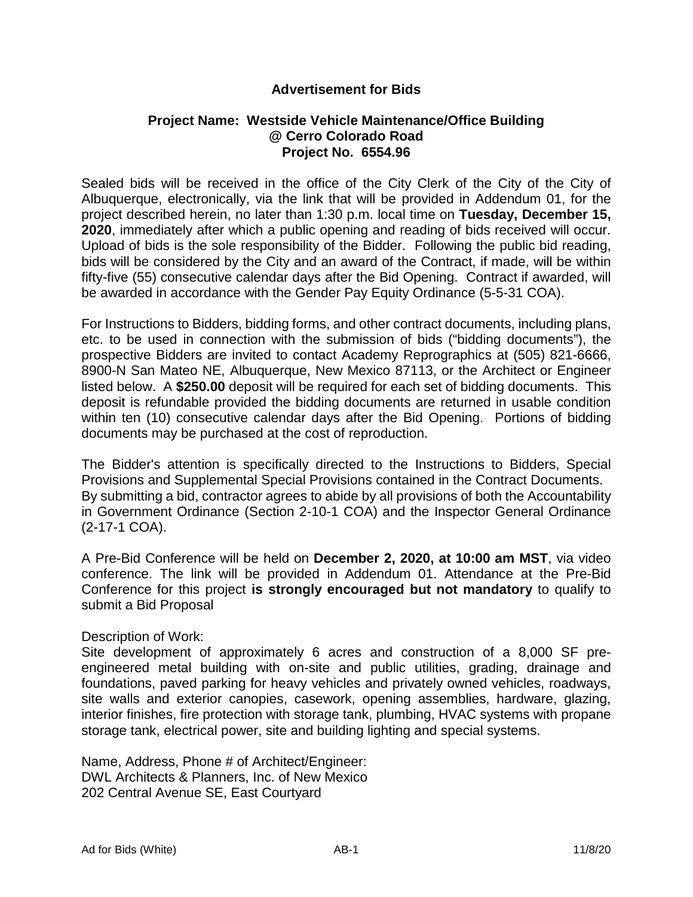# Advertisement for Bids

## Project Name: Westside Vehicle Maintenance/Office Building @ Cerro Colorado Road Project No. 6554.96

Sealed bids will be received in the office of the City Clerk of the City of the City of Albuquerque, electronically, via the link that will be provided in Addendum 01, for the project described herein, no later than 1:30 p.m. local time on **Tuesday, December 15, 2020**, immediately after which a public opening and reading of bids received will occur. Upload of bids is the sole responsibility of the Bidder. Following the public bid reading, bids will be considered by the City and an award of the Contract, if made, will be within fifty-five (55) consecutive calendar days after the Bid Opening. Contract if awarded, will be awarded in accordance with the Gender Pay Equity Ordinance (5-5-31 COA).

For Instructions to Bidders, bidding forms, and other contract documents, including plans, etc. to be used in connection with the submission of bids ("bidding documents"), the prospective Bidders are invited to contact Academy Reprographics at (505) 821-6666, 8900-N San Mateo NE, Albuquerque, New Mexico 87113, or the Architect or Engineer listed below. A **$250.00** deposit will be required for each set of bidding documents. This deposit is refundable provided the bidding documents are returned in usable condition within ten (10) consecutive calendar days after the Bid Opening. Portions of bidding documents may be purchased at the cost of reproduction.

The Bidder's attention is specifically directed to the Instructions to Bidders, Special Provisions and Supplemental Special Provisions contained in the Contract Documents. By submitting a bid, contractor agrees to abide by all provisions of both the Accountability in Government Ordinance (Section 2-10-1 COA) and the Inspector General Ordinance (2-17-1 COA).

A Pre-Bid Conference will be held on **December 2, 2020, at 10:00 am MST**, via video conference. The link will be provided in Addendum 01. Attendance at the Pre-Bid Conference for this project **is strongly encouraged but not mandatory** to qualify to submit a Bid Proposal

Description of Work:
Site development of approximately 6 acres and construction of a 8,000 SF pre-engineered metal building with on-site and public utilities, grading, drainage and foundations, paved parking for heavy vehicles and privately owned vehicles, roadways, site walls and exterior canopies, casework, opening assemblies, hardware, glazing, interior finishes, fire protection with storage tank, plumbing, HVAC systems with propane storage tank, electrical power, site and building lighting and special systems.

Name, Address, Phone # of Architect/Engineer:
DWL Architects & Planners, Inc. of New Mexico
202 Central Avenue SE, East Courtyard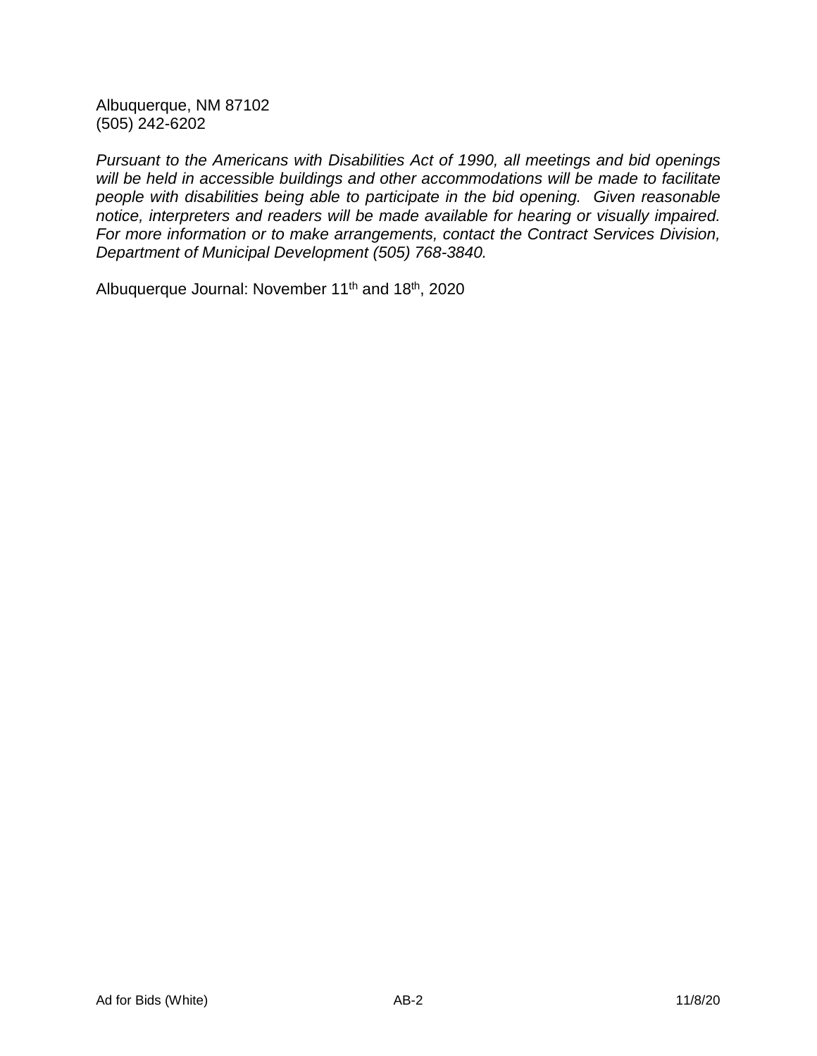Albuquerque, NM 87102
(505) 242-6202

*Pursuant to the Americans with Disabilities Act of 1990, all meetings and bid openings will be held in accessible buildings and other accommodations will be made to facilitate people with disabilities being able to participate in the bid opening. Given reasonable notice, interpreters and readers will be made available for hearing or visually impaired. For more information or to make arrangements, contact the Contract Services Division, Department of Municipal Development (505) 768-3840.*

Albuquerque Journal: November 11th and 18th, 2020